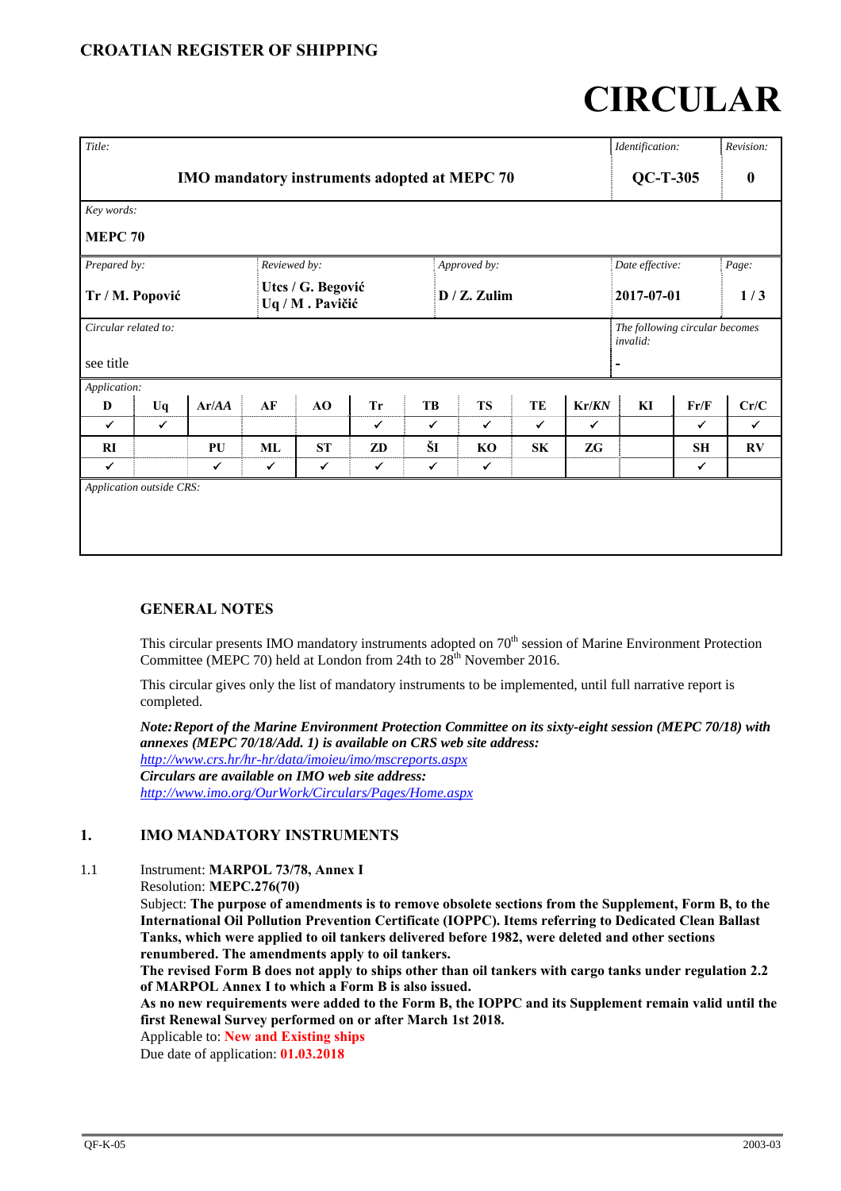CROATIAN REGISTER OF SHIPPING

# CIRCULAR

| Title: | Identification: | Revision: |
|---|---|---|
| **IMO mandatory instruments adopted at MEPC 70** | **QC-T-305** | **0** |

| Key words: |
|---|
| **MEPC 70** |

| Prepared by: | Reviewed by: | Approved by: | Date effective: | Page: |
|---|---|---|---|---|
| **Tr / M. Popović** | **Utcs / G. Begović**<br>**Uq / M . Pavičić** | **D / Z. Zulim** | **2017-07-01** | **1 / 3** |

| Circular related to: | The following circular becomes invalid: |
|---|---|
| see title | - |

Application:

| D | Uq | Ar/AA | AF | AO | Tr | TB | TS | TE | Kr/KN | KI | Fr/F | Cr/C |
|---|---|---|---|---|---|---|---|---|---|---|---|---|
| ✓ | ✓ | | | | ✓ | ✓ | ✓ | ✓ | ✓ | | ✓ | ✓ |
| **RI** | | **PU** | **ML** | **ST** | **ZD** | **ŠI** | **KO** | **SK** | **ZG** | | **SH** | **RV** |
| ✓ | | ✓ | ✓ | ✓ | ✓ | ✓ | ✓ | | | | ✓ | |

Application outside CRS:

## GENERAL NOTES

This circular presents IMO mandatory instruments adopted on 70th session of Marine Environment Protection Committee (MEPC 70) held at London from 24th to 28th November 2016.

This circular gives only the list of mandatory instruments to be implemented, until full narrative report is completed.

***Note:** **Report of the Marine Environment Protection Committee on its sixty-eight session (MEPC 70/18) with annexes (MEPC 70/18/Add. 1) is available on CRS web site address:***
http://www.crs.hr/hr-hr/data/imoieu/imo/mscreports.aspx
***Circulars are available on IMO web site address:***
http://www.imo.org/OurWork/Circulars/Pages/Home.aspx

## 1. IMO MANDATORY INSTRUMENTS

1.1 Instrument: **MARPOL 73/78, Annex I**
Resolution: **MEPC.276(70)**
Subject: **The purpose of amendments is to remove obsolete sections from the Supplement, Form B, to the International Oil Pollution Prevention Certificate (IOPPC). Items referring to Dedicated Clean Ballast Tanks, which were applied to oil tankers delivered before 1982, were deleted and other sections renumbered. The amendments apply to oil tankers.**
**The revised Form B does not apply to ships other than oil tankers with cargo tanks under regulation 2.2 of MARPOL Annex I to which a Form B is also issued.**
**As no new requirements were added to the Form B, the IOPPC and its Supplement remain valid until the first Renewal Survey performed on or after March 1st 2018.**
Applicable to: **New and Existing ships**
Due date of application: **01.03.2018**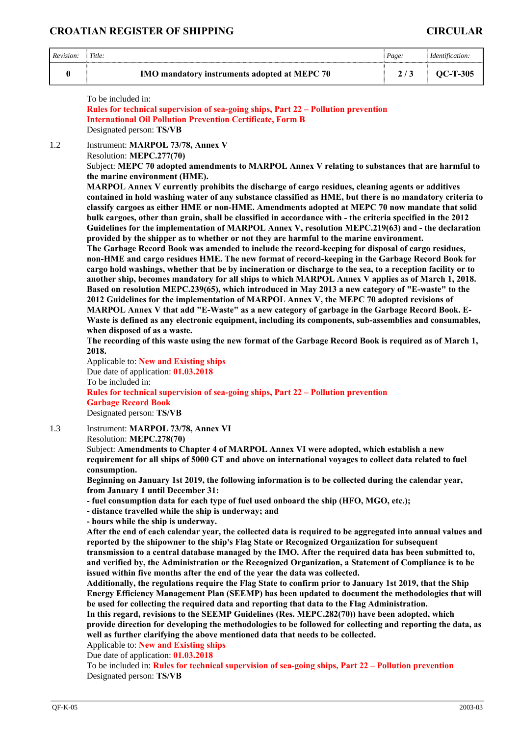To be included in:
**Rules for technical supervision of sea-going ships, Part 22 – Pollution prevention**
**International Oil Pollution Prevention Certificate, Form B**
Designated person: **TS/VB**

1.2 Instrument: **MARPOL 73/78, Annex V**
Resolution: **MEPC.277(70)**
Subject: **MEPC 70 adopted amendments to MARPOL Annex V relating to substances that are harmful to the marine environment (HME).**
**MARPOL Annex V currently prohibits the discharge of cargo residues, cleaning agents or additives contained in hold washing water of any substance classified as HME, but there is no mandatory criteria to classify cargoes as either HME or non-HME. Amendments adopted at MEPC 70 now mandate that solid bulk cargoes, other than grain, shall be classified in accordance with - the criteria specified in the 2012 Guidelines for the implementation of MARPOL Annex V, resolution MEPC.219(63) and - the declaration provided by the shipper as to whether or not they are harmful to the marine environment.**
**The Garbage Record Book was amended to include the record-keeping for disposal of cargo residues, non-HME and cargo residues HME. The new format of record-keeping in the Garbage Record Book for cargo hold washings, whether that be by incineration or discharge to the sea, to a reception facility or to another ship, becomes mandatory for all ships to which MARPOL Annex V applies as of March 1, 2018. Based on resolution MEPC.239(65), which introduced in May 2013 a new category of "E-waste" to the 2012 Guidelines for the implementation of MARPOL Annex V, the MEPC 70 adopted revisions of MARPOL Annex V that add "E-Waste" as a new category of garbage in the Garbage Record Book. E-Waste is defined as any electronic equipment, including its components, sub-assemblies and consumables, when disposed of as a waste.**
**The recording of this waste using the new format of the Garbage Record Book is required as of March 1, 2018.**
Applicable to: **New and Existing ships**
Due date of application: **01.03.2018**
To be included in:
**Rules for technical supervision of sea-going ships, Part 22 – Pollution prevention**
**Garbage Record Book**
Designated person: **TS/VB**

1.3 Instrument: **MARPOL 73/78, Annex VI**
Resolution: **MEPC.278(70)**
Subject: **Amendments to Chapter 4 of MARPOL Annex VI were adopted, which establish a new requirement for all ships of 5000 GT and above on international voyages to collect data related to fuel consumption.**
**Beginning on January 1st 2019, the following information is to be collected during the calendar year, from January 1 until December 31:**
**- fuel consumption data for each type of fuel used onboard the ship (HFO, MGO, etc.);**
**- distance travelled while the ship is underway; and**
**- hours while the ship is underway.**
**After the end of each calendar year, the collected data is required to be aggregated into annual values and reported by the shipowner to the ship's Flag State or Recognized Organization for subsequent transmission to a central database managed by the IMO. After the required data has been submitted to, and verified by, the Administration or the Recognized Organization, a Statement of Compliance is to be issued within five months after the end of the year the data was collected.**
**Additionally, the regulations require the Flag State to confirm prior to January 1st 2019, that the Ship Energy Efficiency Management Plan (SEEMP) has been updated to document the methodologies that will be used for collecting the required data and reporting that data to the Flag Administration.**
**In this regard, revisions to the SEEMP Guidelines (Res. MEPC.282(70)) have been adopted, which provide direction for developing the methodologies to be followed for collecting and reporting the data, as well as further clarifying the above mentioned data that needs to be collected.**
Applicable to: **New and Existing ships**
Due date of application: **01.03.2018**
To be included in: **Rules for technical supervision of sea-going ships, Part 22 – Pollution prevention**
Designated person: **TS/VB**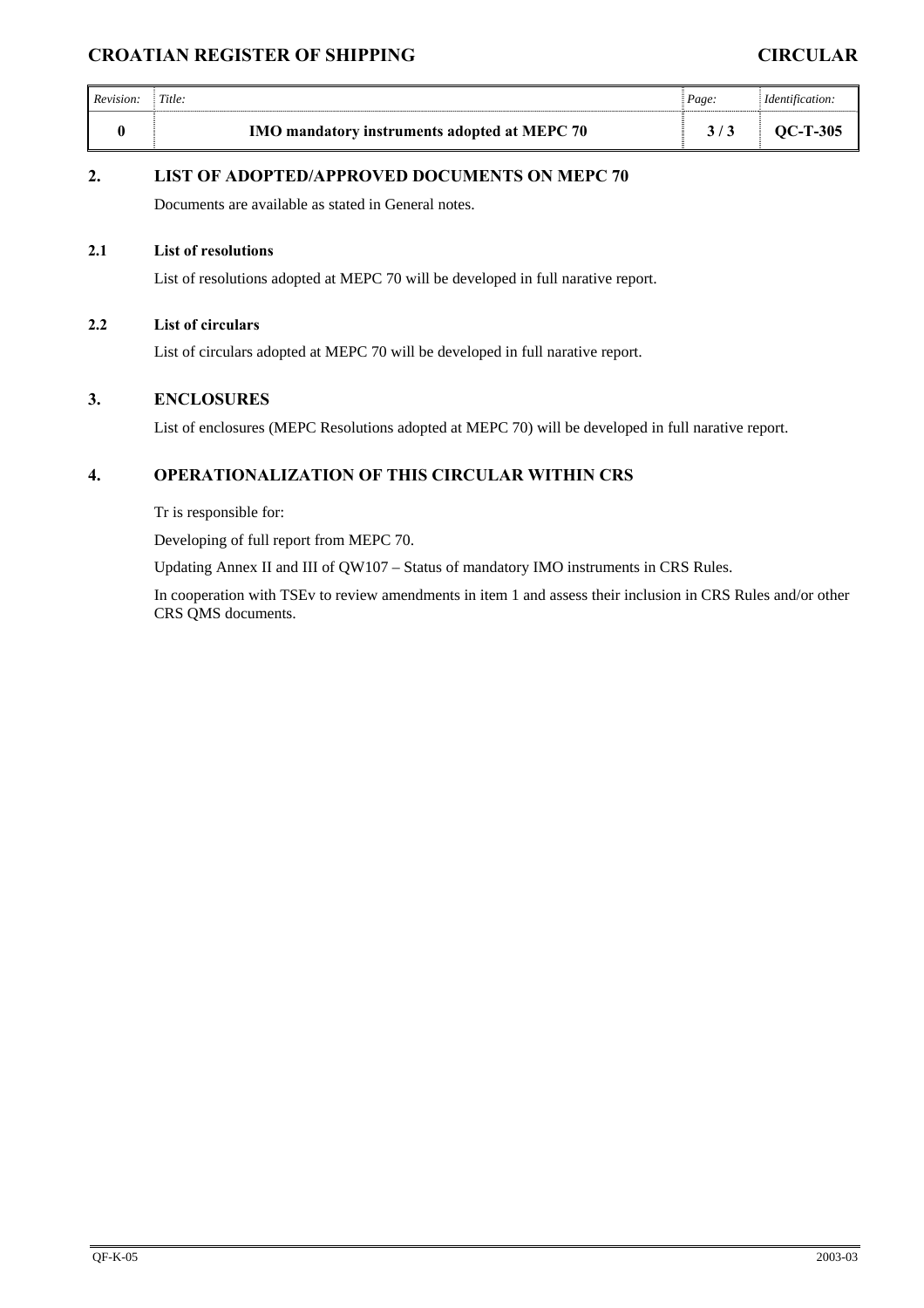## 2. LIST OF ADOPTED/APPROVED DOCUMENTS ON MEPC 70

Documents are available as stated in General notes.

### 2.1 List of resolutions

List of resolutions adopted at MEPC 70 will be developed in full narative report.

### 2.2 List of circulars

List of circulars adopted at MEPC 70 will be developed in full narative report.

## 3. ENCLOSURES

List of enclosures (MEPC Resolutions adopted at MEPC 70) will be developed in full narative report.

## 4. OPERATIONALIZATION OF THIS CIRCULAR WITHIN CRS

Tr is responsible for:

Developing of full report from MEPC 70.

Updating Annex II and III of QW107 – Status of mandatory IMO instruments in CRS Rules.

In cooperation with TSEv to review amendments in item 1 and assess their inclusion in CRS Rules and/or other CRS QMS documents.